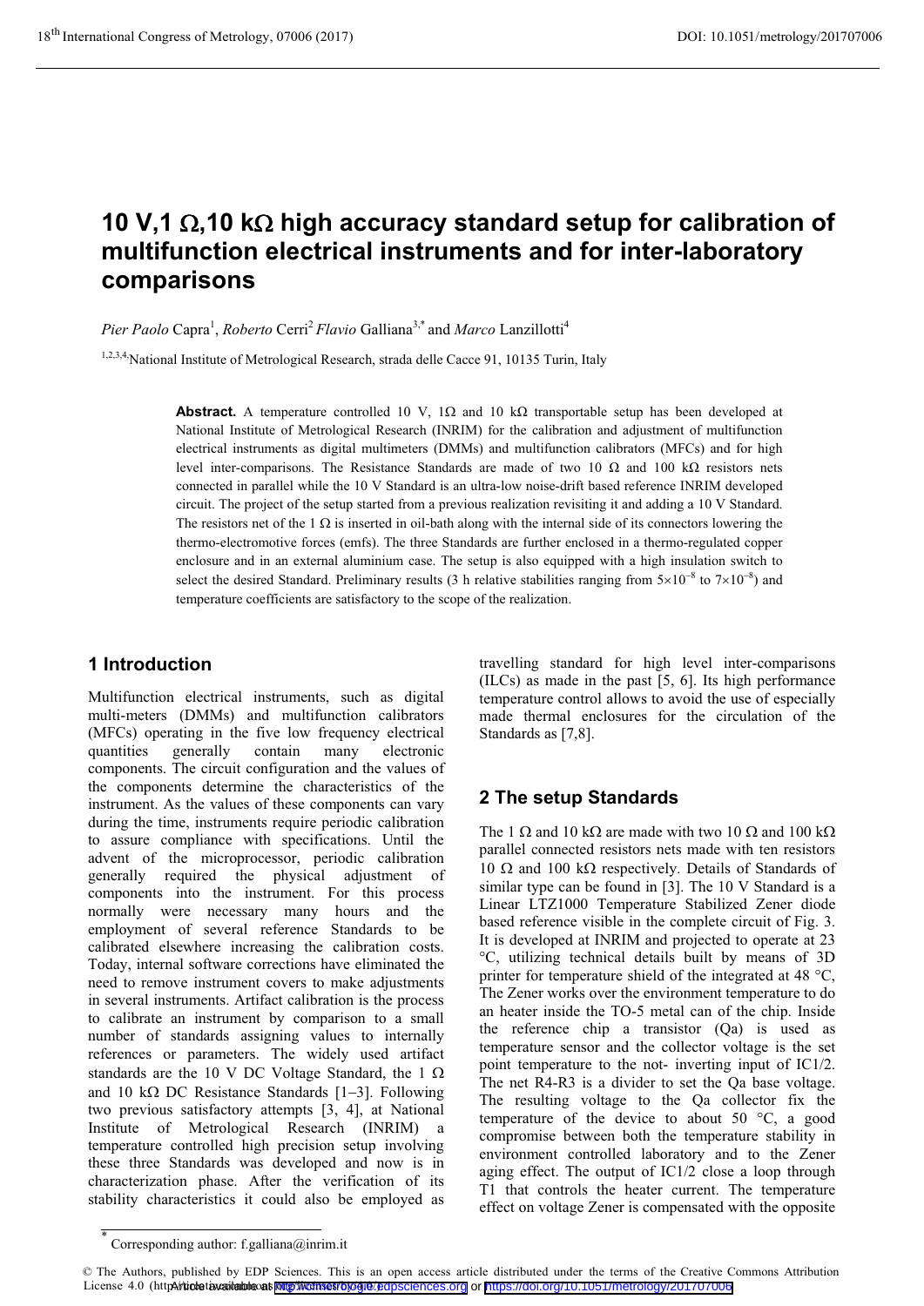# 10 V,1 Ω,10 kΩ high accuracy standard setup for calibration of multifunction electrical instruments and for inter-laboratory comparisons

*Pier Paolo* Capra[1], *Roberto* Cerri[2] *Flavio* Galliana[3,*] and *Marco* Lanzillotti[4]

[1,2,3,4] National Institute of Metrological Research, strada delle Cacce 91, 10135 Turin, Italy

**Abstract.** A temperature controlled 10 V, 1Ω and 10 kΩ transportable setup has been developed at National Institute of Metrological Research (INRIM) for the calibration and adjustment of multifunction electrical instruments as digital multimeters (DMMs) and multifunction calibrators (MFCs) and for high level inter-comparisons. The Resistance Standards are made of two 10 Ω and 100 kΩ resistors nets connected in parallel while the 10 V Standard is an ultra-low noise-drift based reference INRIM developed circuit. The project of the setup started from a previous realization revisiting it and adding a 10 V Standard. The resistors net of the 1 Ω is inserted in oil-bath along with the internal side of its connectors lowering the thermo-electromotive forces (emfs). The three Standards are further enclosed in a thermo-regulated copper enclosure and in an external aluminium case. The setup is also equipped with a high insulation switch to select the desired Standard. Preliminary results (3 h relative stabilities ranging from $5\times10^{-8}$ to $7\times10^{-8}$) and temperature coefficients are satisfactory to the scope of the realization.

## 1 Introduction

Multifunction electrical instruments, such as digital multi-meters (DMMs) and multifunction calibrators (MFCs) operating in the five low frequency electrical quantities generally contain many electronic components. The circuit configuration and the values of the components determine the characteristics of the instrument. As the values of these components can vary during the time, instruments require periodic calibration to assure compliance with specifications. Until the advent of the microprocessor, periodic calibration generally required the physical adjustment of components into the instrument. For this process normally were necessary many hours and the employment of several reference Standards to be calibrated elsewhere increasing the calibration costs. Today, internal software corrections have eliminated the need to remove instrument covers to make adjustments in several instruments. Artifact calibration is the process to calibrate an instrument by comparison to a small number of standards assigning values to internally references or parameters. The widely used artifact standards are the 10 V DC Voltage Standard, the 1 Ω and 10 kΩ DC Resistance Standards [1–3]. Following two previous satisfactory attempts [3, 4], at National Institute of Metrological Research (INRIM) a temperature controlled high precision setup involving these three Standards was developed and now is in characterization phase. After the verification of its stability characteristics it could also be employed as travelling standard for high level inter-comparisons (ILCs) as made in the past [5, 6]. Its high performance temperature control allows to avoid the use of especially made thermal enclosures for the circulation of the Standards as [7,8].

## 2 The setup Standards

The 1 Ω and 10 kΩ are made with two 10 Ω and 100 kΩ parallel connected resistors nets made with ten resistors 10 Ω and 100 kΩ respectively. Details of Standards of similar type can be found in [3]. The 10 V Standard is a Linear LTZ1000 Temperature Stabilized Zener diode based reference visible in the complete circuit of Fig. 3. It is developed at INRIM and projected to operate at 23 °C, utilizing technical details built by means of 3D printer for temperature shield of the integrated at 48 °C, The Zener works over the environment temperature to do an heater inside the TO-5 metal can of the chip. Inside the reference chip a transistor (Qa) is used as temperature sensor and the collector voltage is the set point temperature to the not- inverting input of IC1/2. The net R4-R3 is a divider to set the Qa base voltage. The resulting voltage to the Qa collector fix the temperature of the device to about 50 °C, a good compromise between both the temperature stability in environment controlled laboratory and to the Zener aging effect. The output of IC1/2 close a loop through T1 that controls the heater current. The temperature effect on voltage Zener is compensated with the opposite

* Corresponding author: f.galliana@inrim.it

© The Authors, published by EDP Sciences. This is an open access article distributed under the terms of the Creative Commons Attribution License 4.0 (http://creativecommons.org/licenses/by/4.0/). Article available at http://cfmetrologie.edpsciences.org or https://doi.org/10.1051/metrology/201707006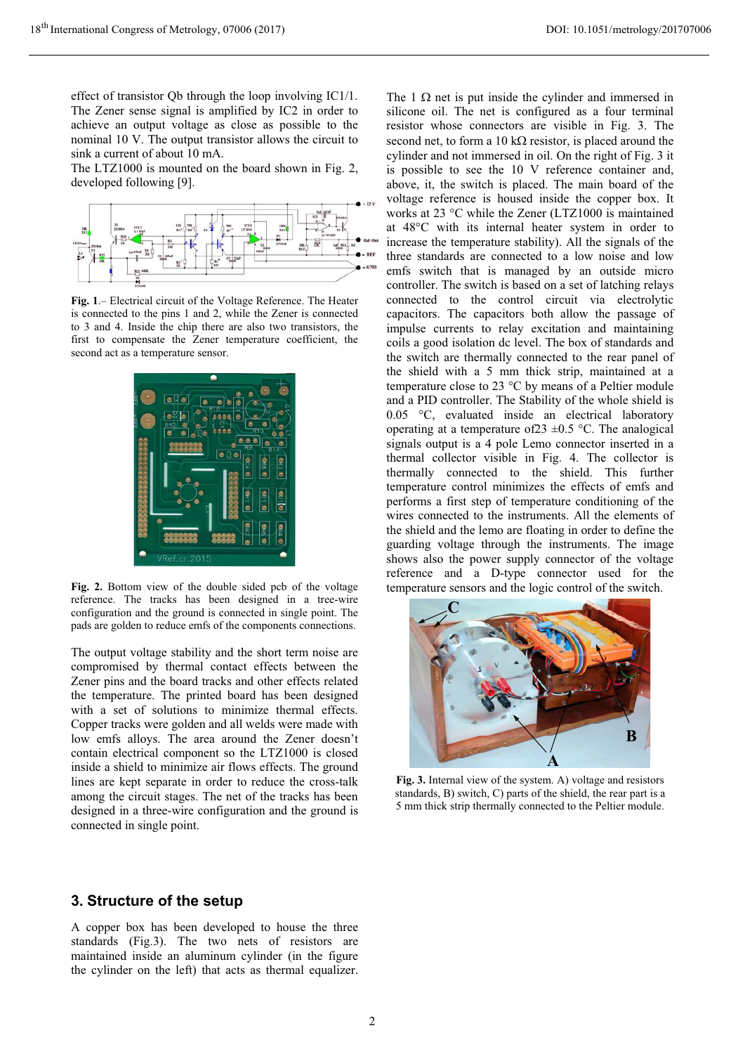effect of transistor Qb through the loop involving IC1/1. The Zener sense signal is amplified by IC2 in order to achieve an output voltage as close as possible to the nominal 10 V. The output transistor allows the circuit to sink a current of about 10 mA.

The LTZ1000 is mounted on the board shown in Fig. 2, developed following [9].

**Fig. 1**.– Electrical circuit of the Voltage Reference. The Heater is connected to the pins 1 and 2, while the Zener is connected to 3 and 4. Inside the chip there are also two transistors, the first to compensate the Zener temperature coefficient, the second act as a temperature sensor.

**Fig. 2.** Bottom view of the double sided pcb of the voltage reference. The tracks has been designed in a tree-wire configuration and the ground is connected in single point. The pads are golden to reduce emfs of the components connections.

The output voltage stability and the short term noise are compromised by thermal contact effects between the Zener pins and the board tracks and other effects related the temperature. The printed board has been designed with a set of solutions to minimize thermal effects. Copper tracks were golden and all welds were made with low emfs alloys. The area around the Zener doesn't contain electrical component so the LTZ1000 is closed inside a shield to minimize air flows effects. The ground lines are kept separate in order to reduce the cross-talk among the circuit stages. The net of the tracks has been designed in a three-wire configuration and the ground is connected in single point.

## 3. Structure of the setup

A copper box has been developed to house the three standards (Fig.3). The two nets of resistors are maintained inside an aluminum cylinder (in the figure the cylinder on the left) that acts as thermal equalizer. The 1 Ω net is put inside the cylinder and immersed in silicone oil. The net is configured as a four terminal resistor whose connectors are visible in Fig. 3. The second net, to form a 10 kΩ resistor, is placed around the cylinder and not immersed in oil. On the right of Fig. 3 it is possible to see the 10 V reference container and, above, it, the switch is placed. The main board of the voltage reference is housed inside the copper box. It works at 23 °C while the Zener (LTZ1000 is maintained at 48°C with its internal heater system in order to increase the temperature stability). All the signals of the three standards are connected to a low noise and low emfs switch that is managed by an outside micro controller. The switch is based on a set of latching relays connected to the control circuit via electrolytic capacitors. The capacitors both allow the passage of impulse currents to relay excitation and maintaining coils a good isolation dc level. The box of standards and the switch are thermally connected to the rear panel of the shield with a 5 mm thick strip, maintained at a temperature close to 23 °C by means of a Peltier module and a PID controller. The Stability of the whole shield is 0.05 °C, evaluated inside an electrical laboratory operating at a temperature of23 ±0.5 °C. The analogical signals output is a 4 pole Lemo connector inserted in a thermal collector visible in Fig. 4. The collector is thermally connected to the shield. This further temperature control minimizes the effects of emfs and performs a first step of temperature conditioning of the wires connected to the instruments. All the elements of the shield and the lemo are floating in order to define the guarding voltage through the instruments. The image shows also the power supply connector of the voltage reference and a D-type connector used for the temperature sensors and the logic control of the switch.

**Fig. 3.** Internal view of the system. A) voltage and resistors standards, B) switch, C) parts of the shield, the rear part is a 5 mm thick strip thermally connected to the Peltier module.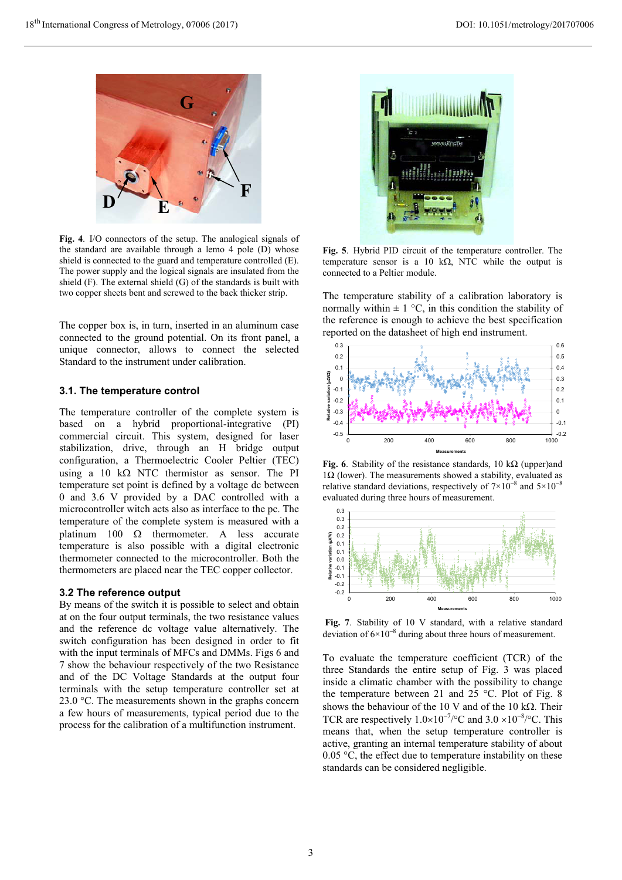**Fig. 4**. I/O connectors of the setup. The analogical signals of the standard are available through a lemo 4 pole (D) whose shield is connected to the guard and temperature controlled (E). The power supply and the logical signals are insulated from the shield (F). The external shield (G) of the standards is built with two copper sheets bent and screwed to the back thicker strip.

The copper box is, in turn, inserted in an aluminum case connected to the ground potential. On its front panel, a unique connector, allows to connect the selected Standard to the instrument under calibration.

### 3.1. The temperature control

The temperature controller of the complete system is based on a hybrid proportional-integrative (PI) commercial circuit. This system, designed for laser stabilization, drive, through an H bridge output configuration, a Thermoelectric Cooler Peltier (TEC) using a 10 kΩ NTC thermistor as sensor. The PI temperature set point is defined by a voltage dc between 0 and 3.6 V provided by a DAC controlled with a microcontroller witch acts also as interface to the pc. The temperature of the complete system is measured with a platinum 100 Ω thermometer. A less accurate temperature is also possible with a digital electronic thermometer connected to the microcontroller. Both the thermometers are placed near the TEC copper collector.

### 3.2 The reference output

By means of the switch it is possible to select and obtain at on the four output terminals, the two resistance values and the reference dc voltage value alternatively. The switch configuration has been designed in order to fit with the input terminals of MFCs and DMMs. Figs 6 and 7 show the behaviour respectively of the two Resistance and of the DC Voltage Standards at the output four terminals with the setup temperature controller set at 23.0 °C. The measurements shown in the graphs concern a few hours of measurements, typical period due to the process for the calibration of a multifunction instrument.

**Fig. 5**. Hybrid PID circuit of the temperature controller. The temperature sensor is a 10 kΩ, NTC while the output is connected to a Peltier module.

The temperature stability of a calibration laboratory is normally within ± 1 °C, in this condition the stability of the reference is enough to achieve the best specification reported on the datasheet of high end instrument.

**Fig. 6**. Stability of the resistance standards, 10 kΩ (upper)and 1Ω (lower). The measurements showed a stability, evaluated as relative standard deviations, respectively of $7\times10^{-8}$ and $5\times10^{-8}$ evaluated during three hours of measurement.

**Fig. 7**. Stability of 10 V standard, with a relative standard deviation of $6\times10^{-8}$ during about three hours of measurement.

To evaluate the temperature coefficient (TCR) of the three Standards the entire setup of Fig. 3 was placed inside a climatic chamber with the possibility to change the temperature between 21 and 25 °C. Plot of Fig. 8 shows the behaviour of the 10 V and of the 10 kΩ. Their TCR are respectively $1.0\times10^{-7}$/°C and $3.0\times10^{-8}$/°C. This means that, when the setup temperature controller is active, granting an internal temperature stability of about 0.05 °C, the effect due to temperature instability on these standards can be considered negligible.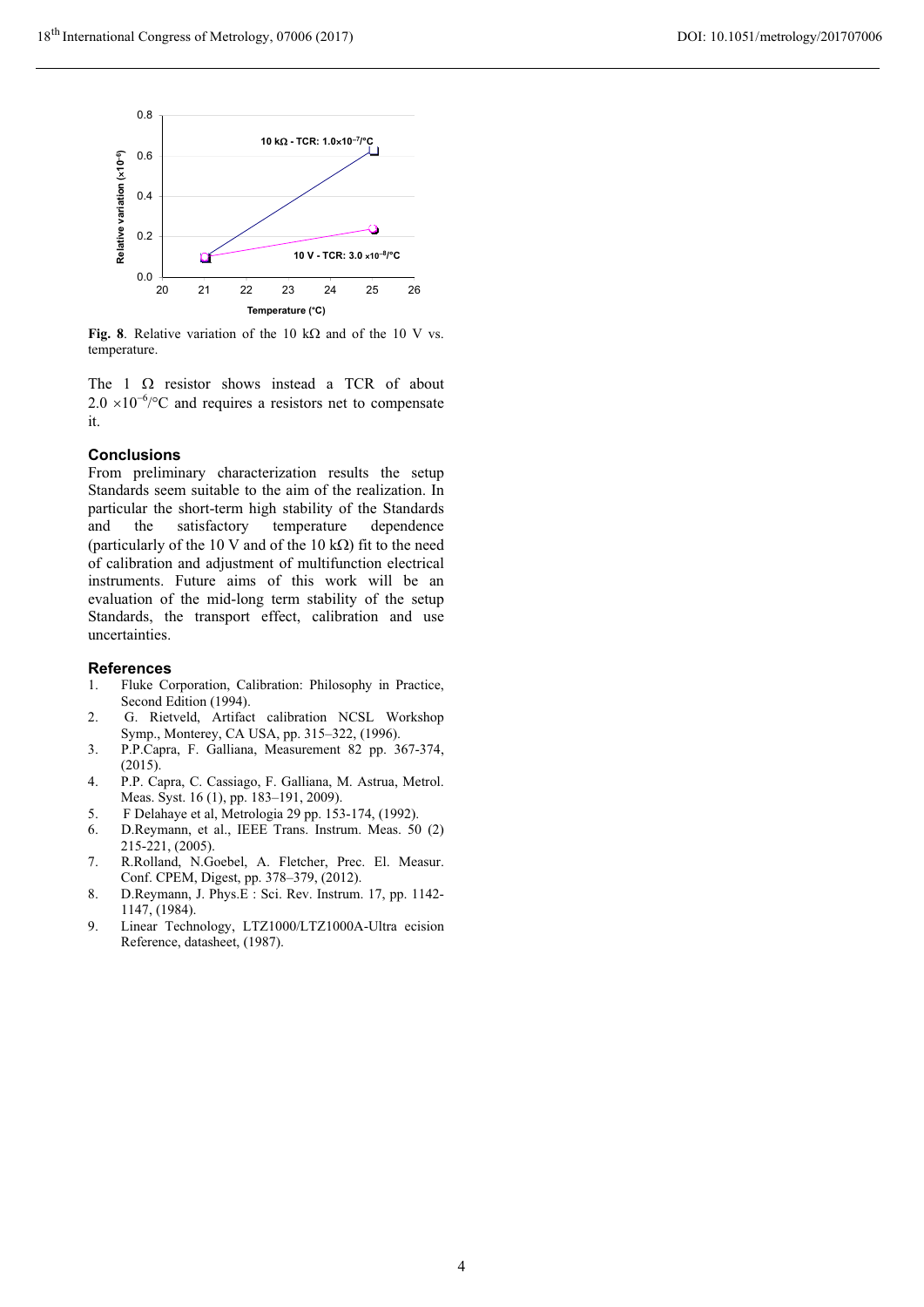0.8
0.6
0.4
0.2
0.0
20 21 22 23 24 25 26
Relative variation ($\times 10^{-6}$)
Temperature (°C)
10 kΩ - TCR: $1.0\times10^{-7}$/°C
10 V - TCR: $3.0\times10^{-8}$/°C

**Fig. 8**. Relative variation of the 10 kΩ and of the 10 V vs. temperature.

The 1 Ω resistor shows instead a TCR of about $2.0 \times 10^{-6}$/°C and requires a resistors net to compensate it.

## Conclusions

From preliminary characterization results the setup Standards seem suitable to the aim of the realization. In particular the short-term high stability of the Standards and the satisfactory temperature dependence (particularly of the 10 V and of the 10 kΩ) fit to the need of calibration and adjustment of multifunction electrical instruments. Future aims of this work will be an evaluation of the mid-long term stability of the setup Standards, the transport effect, calibration and use uncertainties.

## References

1. Fluke Corporation, Calibration: Philosophy in Practice, Second Edition (1994).
2. G. Rietveld, Artifact calibration NCSL Workshop Symp., Monterey, CA USA, pp. 315–322, (1996).
3. P.P.Capra, F. Galliana, Measurement 82 pp. 367-374, (2015).
4. P.P. Capra, C. Cassiago, F. Galliana, M. Astrua, Metrol. Meas. Syst. 16 (1), pp. 183–191, 2009).
5. F Delahaye et al, Metrologia 29 pp. 153-174, (1992).
6. D.Reymann, et al., IEEE Trans. Instrum. Meas. 50 (2) 215-221, (2005).
7. R.Rolland, N.Goebel, A. Fletcher, Prec. El. Measur. Conf. CPEM, Digest, pp. 378–379, (2012).
8. D.Reymann, J. Phys.E : Sci. Rev. Instrum. 17, pp. 1142-1147, (1984).
9. Linear Technology, LTZ1000/LTZ1000A-Ultra ecision Reference, datasheet, (1987).